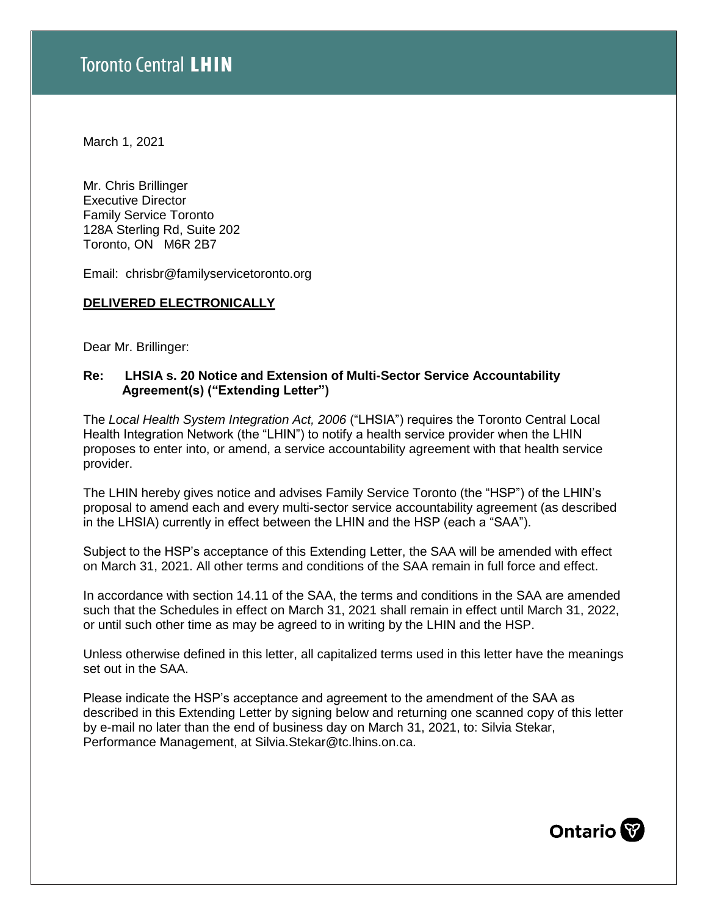# Toronto Central **LHIN**

March 1, 2021

Mr. Chris Brillinger
Executive Director
Family Service Toronto
128A Sterling Rd, Suite 202
Toronto, ON M6R 2B7

Email: chrisbr@familyservicetoronto.org

**DELIVERED ELECTRONICALLY**

Dear Mr. Brillinger:

**Re: LHSIA s. 20 Notice and Extension of Multi-Sector Service Accountability Agreement(s) ("Extending Letter")**

The *Local Health System Integration Act, 2006* ("LHSIA") requires the Toronto Central Local Health Integration Network (the "LHIN") to notify a health service provider when the LHIN proposes to enter into, or amend, a service accountability agreement with that health service provider.

The LHIN hereby gives notice and advises Family Service Toronto (the "HSP") of the LHIN's proposal to amend each and every multi-sector service accountability agreement (as described in the LHSIA) currently in effect between the LHIN and the HSP (each a "SAA").

Subject to the HSP's acceptance of this Extending Letter, the SAA will be amended with effect on March 31, 2021. All other terms and conditions of the SAA remain in full force and effect.

In accordance with section 14.11 of the SAA, the terms and conditions in the SAA are amended such that the Schedules in effect on March 31, 2021 shall remain in effect until March 31, 2022, or until such other time as may be agreed to in writing by the LHIN and the HSP.

Unless otherwise defined in this letter, all capitalized terms used in this letter have the meanings set out in the SAA.

Please indicate the HSP's acceptance and agreement to the amendment of the SAA as described in this Extending Letter by signing below and returning one scanned copy of this letter by e-mail no later than the end of business day on March 31, 2021, to: Silvia Stekar, Performance Management, at Silvia.Stekar@tc.lhins.on.ca.

Ontario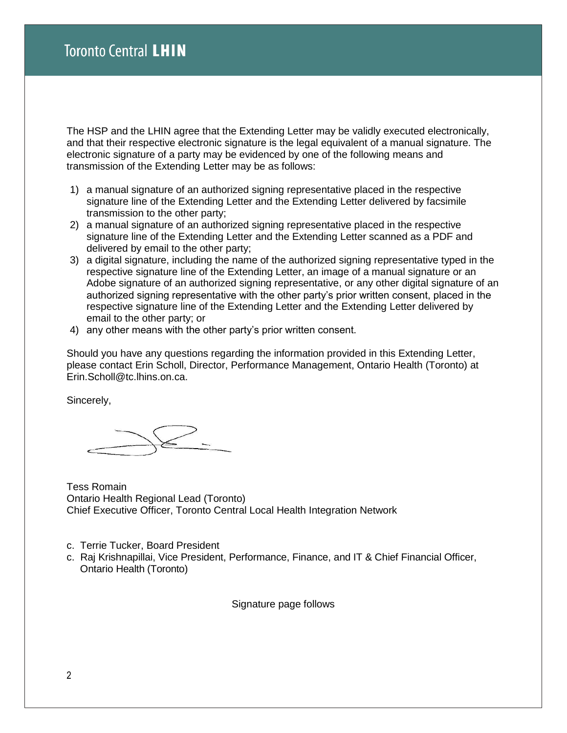The HSP and the LHIN agree that the Extending Letter may be validly executed electronically, and that their respective electronic signature is the legal equivalent of a manual signature. The electronic signature of a party may be evidenced by one of the following means and transmission of the Extending Letter may be as follows:

1) a manual signature of an authorized signing representative placed in the respective signature line of the Extending Letter and the Extending Letter delivered by facsimile transmission to the other party;
2) a manual signature of an authorized signing representative placed in the respective signature line of the Extending Letter and the Extending Letter scanned as a PDF and delivered by email to the other party;
3) a digital signature, including the name of the authorized signing representative typed in the respective signature line of the Extending Letter, an image of a manual signature or an Adobe signature of an authorized signing representative, or any other digital signature of an authorized signing representative with the other party's prior written consent, placed in the respective signature line of the Extending Letter and the Extending Letter delivered by email to the other party; or
4) any other means with the other party's prior written consent.

Should you have any questions regarding the information provided in this Extending Letter, please contact Erin Scholl, Director, Performance Management, Ontario Health (Toronto) at Erin.Scholl@tc.lhins.on.ca.

Sincerely,

Tess Romain
Ontario Health Regional Lead (Toronto)
Chief Executive Officer, Toronto Central Local Health Integration Network

c. Terrie Tucker, Board President
c. Raj Krishnapillai, Vice President, Performance, Finance, and IT & Chief Financial Officer, Ontario Health (Toronto)

Signature page follows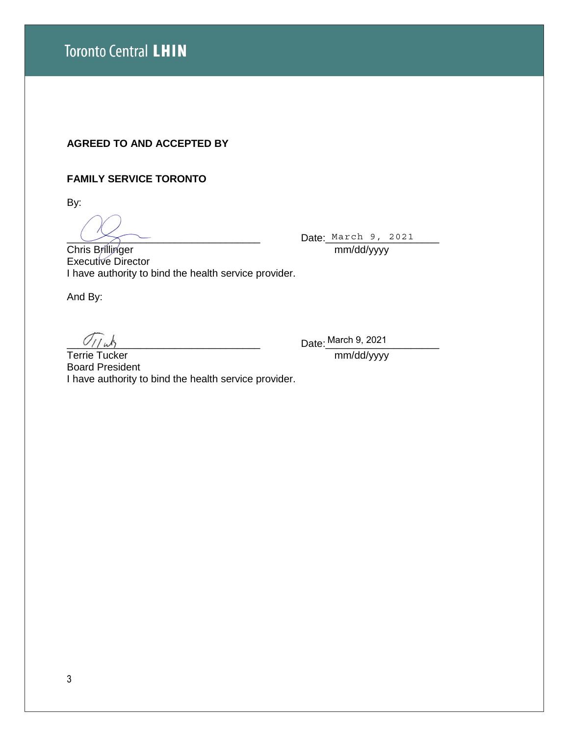Toronto Central **LHIN**

**AGREED TO AND ACCEPTED BY**

**FAMILY SERVICE TORONTO**

By:

________________________________ Date: March 9, 2021
Chris Brillinger mm/dd/yyyy
Executive Director
I have authority to bind the health service provider.

And By:

________________________________ Date: March 9, 2021
Terrie Tucker mm/dd/yyyy
Board President
I have authority to bind the health service provider.